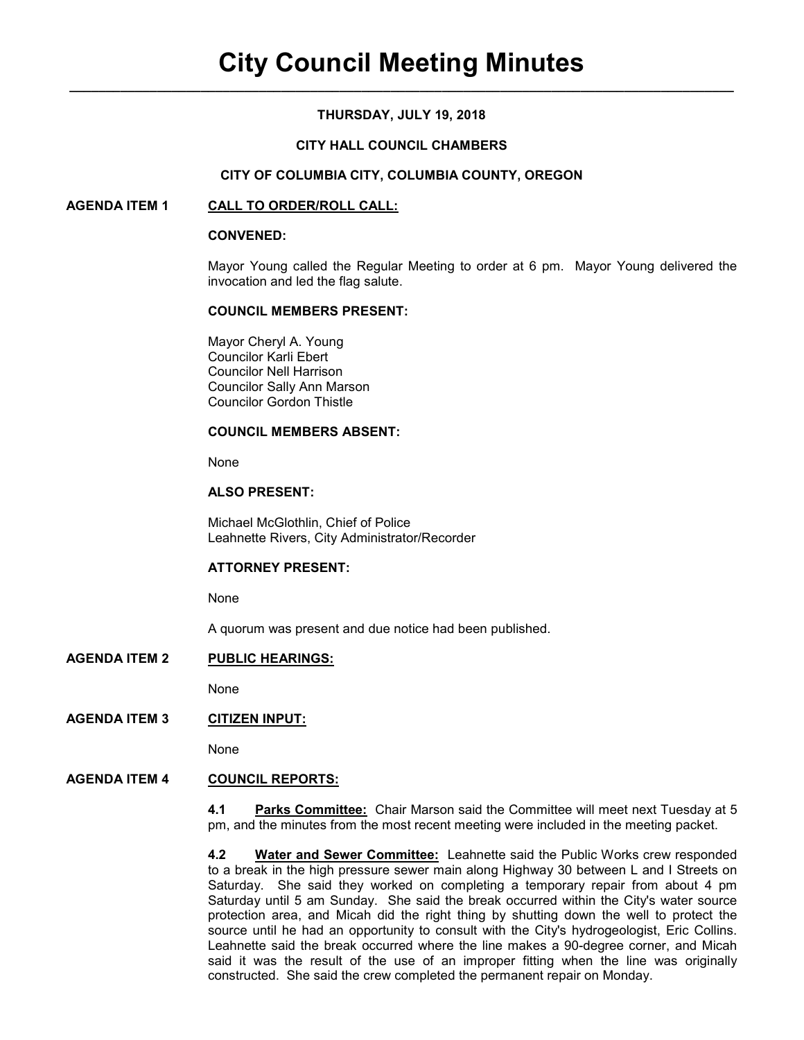# City Council Meeting Minutes

**THURSDAY, JULY 19, 2018**

**CITY HALL COUNCIL CHAMBERS**

**CITY OF COLUMBIA CITY, COLUMBIA COUNTY, OREGON**

## AGENDA ITEM 1 CALL TO ORDER/ROLL CALL:

**CONVENED:**

Mayor Young called the Regular Meeting to order at 6 pm. Mayor Young delivered the invocation and led the flag salute.

**COUNCIL MEMBERS PRESENT:**

Mayor Cheryl A. Young
Councilor Karli Ebert
Councilor Nell Harrison
Councilor Sally Ann Marson
Councilor Gordon Thistle

**COUNCIL MEMBERS ABSENT:**

None

**ALSO PRESENT:**

Michael McGlothlin, Chief of Police
Leahnette Rivers, City Administrator/Recorder

**ATTORNEY PRESENT:**

None

A quorum was present and due notice had been published.

## AGENDA ITEM 2 PUBLIC HEARINGS:

None

## AGENDA ITEM 3 CITIZEN INPUT:

None

## AGENDA ITEM 4 COUNCIL REPORTS:

**4.1 Parks Committee:** Chair Marson said the Committee will meet next Tuesday at 5 pm, and the minutes from the most recent meeting were included in the meeting packet.

**4.2 Water and Sewer Committee:** Leahnette said the Public Works crew responded to a break in the high pressure sewer main along Highway 30 between L and I Streets on Saturday. She said they worked on completing a temporary repair from about 4 pm Saturday until 5 am Sunday. She said the break occurred within the City's water source protection area, and Micah did the right thing by shutting down the well to protect the source until he had an opportunity to consult with the City's hydrogeologist, Eric Collins. Leahnette said the break occurred where the line makes a 90-degree corner, and Micah said it was the result of the use of an improper fitting when the line was originally constructed. She said the crew completed the permanent repair on Monday.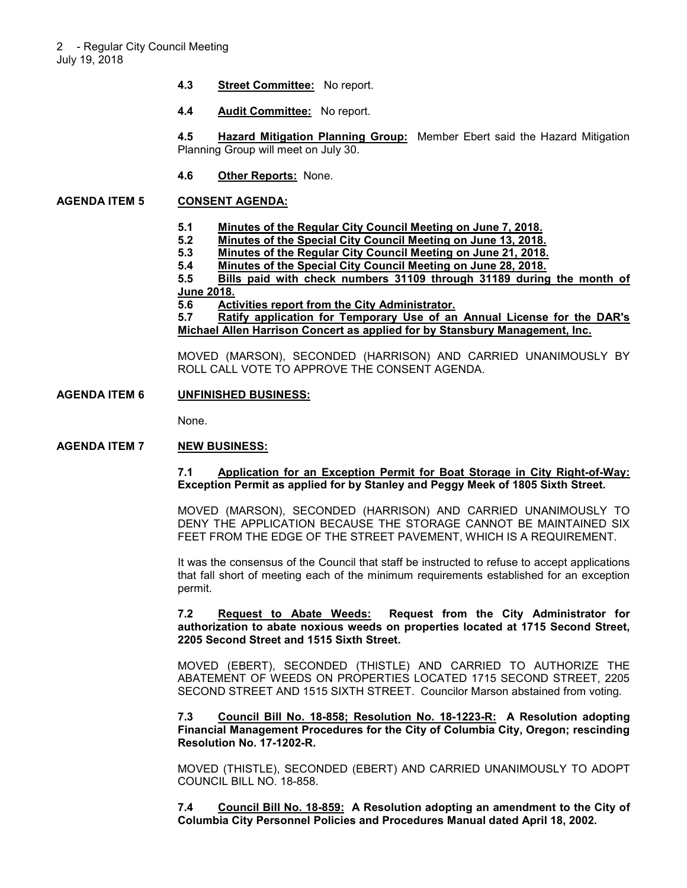**4.3 Street Committee:** No report.

**4.4 Audit Committee:** No report.

**4.5 Hazard Mitigation Planning Group:** Member Ebert said the Hazard Mitigation Planning Group will meet on July 30.

**4.6 Other Reports:** None.

## AGENDA ITEM 5 CONSENT AGENDA:

**5.1 Minutes of the Regular City Council Meeting on June 7, 2018.**
**5.2 Minutes of the Special City Council Meeting on June 13, 2018.**
**5.3 Minutes of the Regular City Council Meeting on June 21, 2018.**
**5.4 Minutes of the Special City Council Meeting on June 28, 2018.**
**5.5 Bills paid with check numbers 31109 through 31189 during the month of June 2018.**
**5.6 Activities report from the City Administrator.**
**5.7 Ratify application for Temporary Use of an Annual License for the DAR's Michael Allen Harrison Concert as applied for by Stansbury Management, Inc.**

MOVED (MARSON), SECONDED (HARRISON) AND CARRIED UNANIMOUSLY BY ROLL CALL VOTE TO APPROVE THE CONSENT AGENDA.

## AGENDA ITEM 6 UNFINISHED BUSINESS:

None.

## AGENDA ITEM 7 NEW BUSINESS:

**7.1 Application for an Exception Permit for Boat Storage in City Right-of-Way: Exception Permit as applied for by Stanley and Peggy Meek of 1805 Sixth Street.**

MOVED (MARSON), SECONDED (HARRISON) AND CARRIED UNANIMOUSLY TO DENY THE APPLICATION BECAUSE THE STORAGE CANNOT BE MAINTAINED SIX FEET FROM THE EDGE OF THE STREET PAVEMENT, WHICH IS A REQUIREMENT.

It was the consensus of the Council that staff be instructed to refuse to accept applications that fall short of meeting each of the minimum requirements established for an exception permit.

**7.2 Request to Abate Weeds: Request from the City Administrator for authorization to abate noxious weeds on properties located at 1715 Second Street, 2205 Second Street and 1515 Sixth Street.**

MOVED (EBERT), SECONDED (THISTLE) AND CARRIED TO AUTHORIZE THE ABATEMENT OF WEEDS ON PROPERTIES LOCATED 1715 SECOND STREET, 2205 SECOND STREET AND 1515 SIXTH STREET. Councilor Marson abstained from voting.

**7.3 Council Bill No. 18-858; Resolution No. 18-1223-R: A Resolution adopting Financial Management Procedures for the City of Columbia City, Oregon; rescinding Resolution No. 17-1202-R.**

MOVED (THISTLE), SECONDED (EBERT) AND CARRIED UNANIMOUSLY TO ADOPT COUNCIL BILL NO. 18-858.

**7.4 Council Bill No. 18-859: A Resolution adopting an amendment to the City of Columbia City Personnel Policies and Procedures Manual dated April 18, 2002.**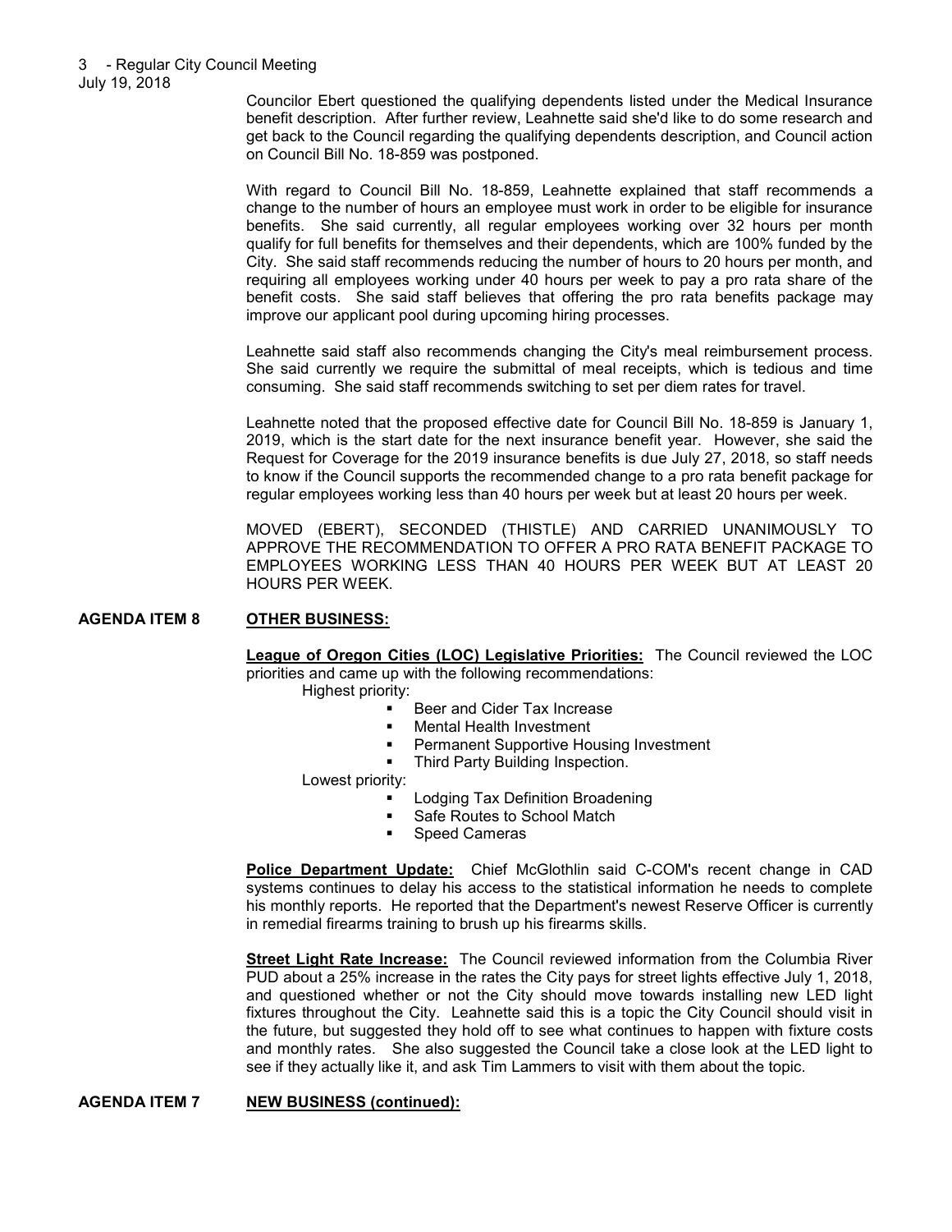Councilor Ebert questioned the qualifying dependents listed under the Medical Insurance benefit description. After further review, Leahnette said she'd like to do some research and get back to the Council regarding the qualifying dependents description, and Council action on Council Bill No. 18-859 was postponed.

With regard to Council Bill No. 18-859, Leahnette explained that staff recommends a change to the number of hours an employee must work in order to be eligible for insurance benefits. She said currently, all regular employees working over 32 hours per month qualify for full benefits for themselves and their dependents, which are 100% funded by the City. She said staff recommends reducing the number of hours to 20 hours per month, and requiring all employees working under 40 hours per week to pay a pro rata share of the benefit costs. She said staff believes that offering the pro rata benefits package may improve our applicant pool during upcoming hiring processes.

Leahnette said staff also recommends changing the City's meal reimbursement process. She said currently we require the submittal of meal receipts, which is tedious and time consuming. She said staff recommends switching to set per diem rates for travel.

Leahnette noted that the proposed effective date for Council Bill No. 18-859 is January 1, 2019, which is the start date for the next insurance benefit year. However, she said the Request for Coverage for the 2019 insurance benefits is due July 27, 2018, so staff needs to know if the Council supports the recommended change to a pro rata benefit package for regular employees working less than 40 hours per week but at least 20 hours per week.

MOVED (EBERT), SECONDED (THISTLE) AND CARRIED UNANIMOUSLY TO APPROVE THE RECOMMENDATION TO OFFER A PRO RATA BENEFIT PACKAGE TO EMPLOYEES WORKING LESS THAN 40 HOURS PER WEEK BUT AT LEAST 20 HOURS PER WEEK.

## AGENDA ITEM 8 OTHER BUSINESS:

**League of Oregon Cities (LOC) Legislative Priorities:** The Council reviewed the LOC priorities and came up with the following recommendations:

Highest priority:

- Beer and Cider Tax Increase
- Mental Health Investment
- Permanent Supportive Housing Investment
- Third Party Building Inspection.

Lowest priority:

- Lodging Tax Definition Broadening
- Safe Routes to School Match
- Speed Cameras

**Police Department Update:** Chief McGlothlin said C-COM's recent change in CAD systems continues to delay his access to the statistical information he needs to complete his monthly reports. He reported that the Department's newest Reserve Officer is currently in remedial firearms training to brush up his firearms skills.

**Street Light Rate Increase:** The Council reviewed information from the Columbia River PUD about a 25% increase in the rates the City pays for street lights effective July 1, 2018, and questioned whether or not the City should move towards installing new LED light fixtures throughout the City. Leahnette said this is a topic the City Council should visit in the future, but suggested they hold off to see what continues to happen with fixture costs and monthly rates. She also suggested the Council take a close look at the LED light to see if they actually like it, and ask Tim Lammers to visit with them about the topic.

## AGENDA ITEM 7 NEW BUSINESS (continued):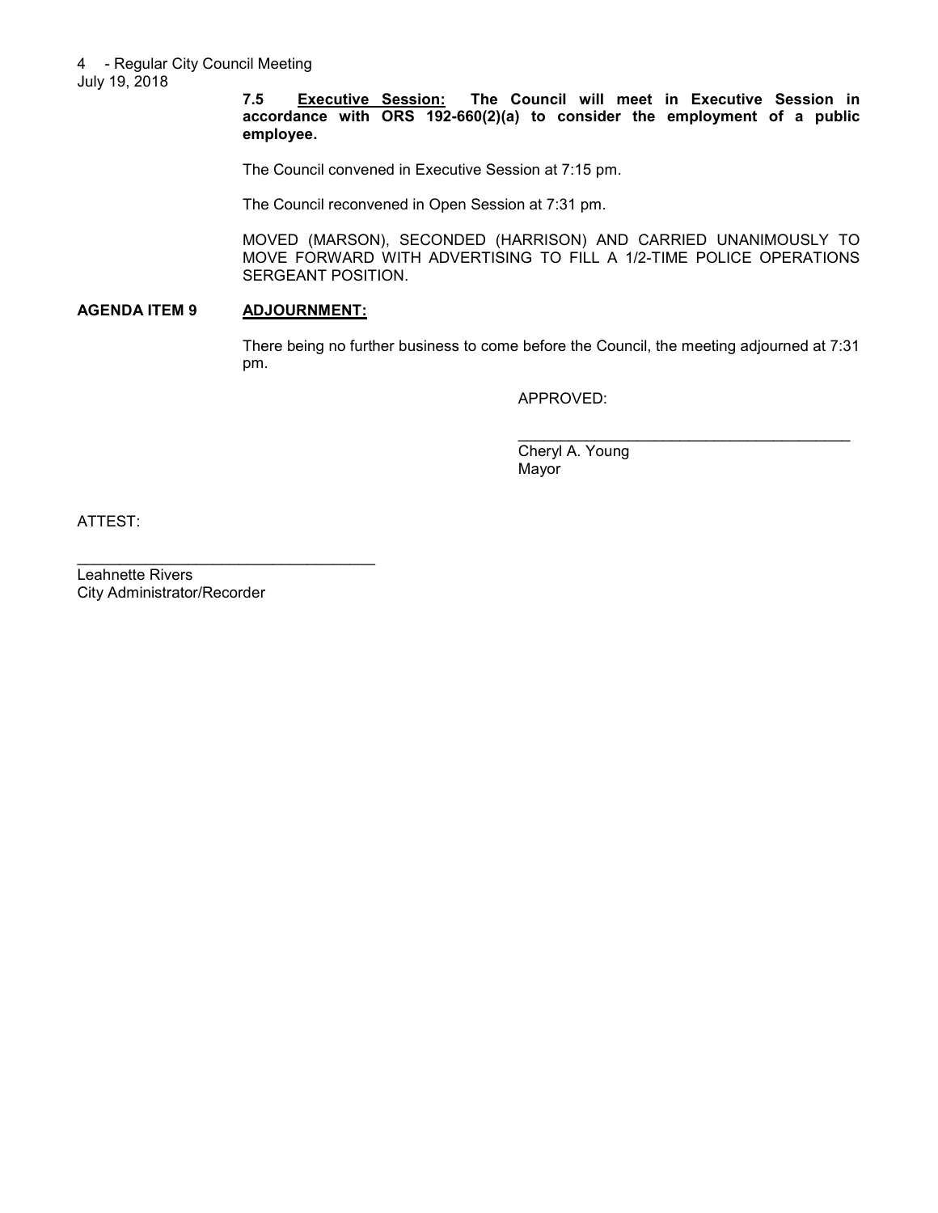**7.5 <u>Executive Session:</u> The Council will meet in Executive Session in accordance with ORS 192-660(2)(a) to consider the employment of a public employee.**

The Council convened in Executive Session at 7:15 pm.

The Council reconvened in Open Session at 7:31 pm.

MOVED (MARSON), SECONDED (HARRISON) AND CARRIED UNANIMOUSLY TO MOVE FORWARD WITH ADVERTISING TO FILL A 1/2-TIME POLICE OPERATIONS SERGEANT POSITION.

**AGENDA ITEM 9 <u>ADJOURNMENT:</u>**

There being no further business to come before the Council, the meeting adjourned at 7:31 pm.

APPROVED:

\_\_\_\_\_\_\_\_\_\_\_\_\_\_\_\_\_\_\_\_\_\_\_\_\_\_\_\_\_\_\_\_\_\_\_\_\_\_\_\_

Cheryl A. Young
Mayor

ATTEST:

\_\_\_\_\_\_\_\_\_\_\_\_\_\_\_\_\_\_\_\_\_\_\_\_\_\_\_\_\_\_\_\_\_\_\_\_

Leahnette Rivers
City Administrator/Recorder